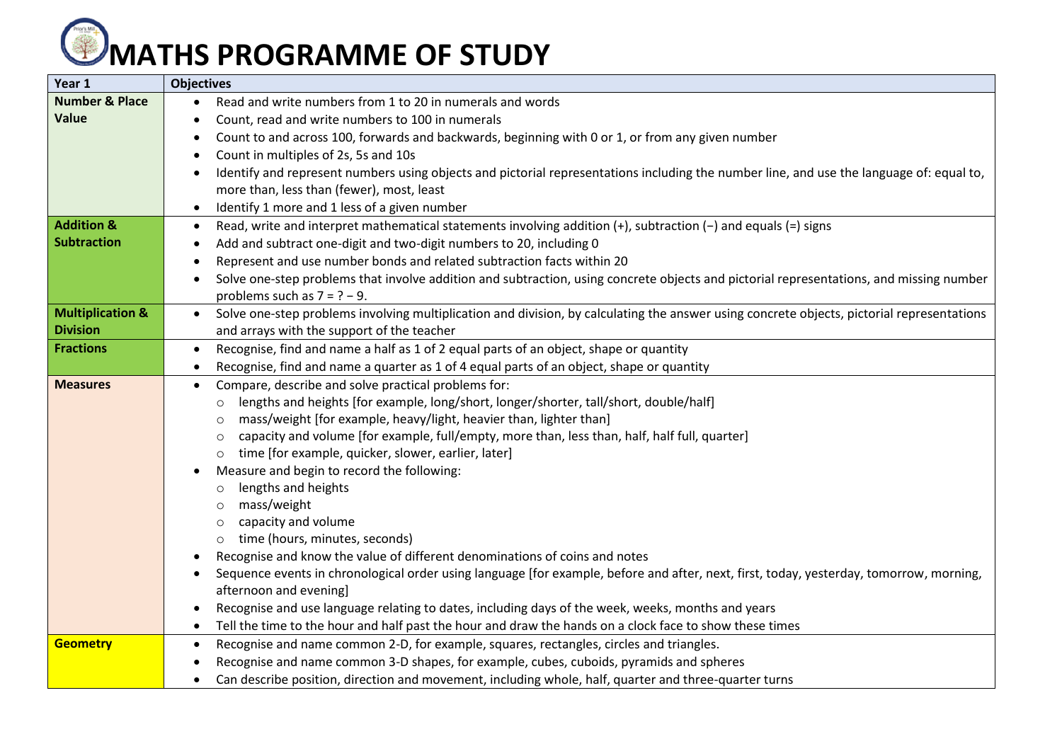# MATHS PROGRAMME OF STUDY

| Year 1 | Objectives |
|---|---|
| **Number & Place Value** | • Read and write numbers from 1 to 20 in numerals and words<br>• Count, read and write numbers to 100 in numerals<br>• Count to and across 100, forwards and backwards, beginning with 0 or 1, or from any given number<br>• Count in multiples of 2s, 5s and 10s<br>• Identify and represent numbers using objects and pictorial representations including the number line, and use the language of: equal to, more than, less than (fewer), most, least<br>• Identify 1 more and 1 less of a given number |
| **Addition & Subtraction** | • Read, write and interpret mathematical statements involving addition (+), subtraction (−) and equals (=) signs<br>• Add and subtract one-digit and two-digit numbers to 20, including 0<br>• Represent and use number bonds and related subtraction facts within 20<br>• Solve one-step problems that involve addition and subtraction, using concrete objects and pictorial representations, and missing number problems such as $7 = ? - 9$. |
| **Multiplication & Division** | • Solve one-step problems involving multiplication and division, by calculating the answer using concrete objects, pictorial representations and arrays with the support of the teacher |
| **Fractions** | • Recognise, find and name a half as 1 of 2 equal parts of an object, shape or quantity<br>• Recognise, find and name a quarter as 1 of 4 equal parts of an object, shape or quantity |
| **Measures** | • Compare, describe and solve practical problems for:<br>&nbsp;&nbsp;○ lengths and heights [for example, long/short, longer/shorter, tall/short, double/half]<br>&nbsp;&nbsp;○ mass/weight [for example, heavy/light, heavier than, lighter than]<br>&nbsp;&nbsp;○ capacity and volume [for example, full/empty, more than, less than, half, half full, quarter]<br>&nbsp;&nbsp;○ time [for example, quicker, slower, earlier, later]<br>• Measure and begin to record the following:<br>&nbsp;&nbsp;○ lengths and heights<br>&nbsp;&nbsp;○ mass/weight<br>&nbsp;&nbsp;○ capacity and volume<br>&nbsp;&nbsp;○ time (hours, minutes, seconds)<br>• Recognise and know the value of different denominations of coins and notes<br>• Sequence events in chronological order using language [for example, before and after, next, first, today, yesterday, tomorrow, morning, afternoon and evening]<br>• Recognise and use language relating to dates, including days of the week, weeks, months and years<br>• Tell the time to the hour and half past the hour and draw the hands on a clock face to show these times |
| **Geometry** | • Recognise and name common 2-D, for example, squares, rectangles, circles and triangles.<br>• Recognise and name common 3-D shapes, for example, cubes, cuboids, pyramids and spheres<br>• Can describe position, direction and movement, including whole, half, quarter and three-quarter turns |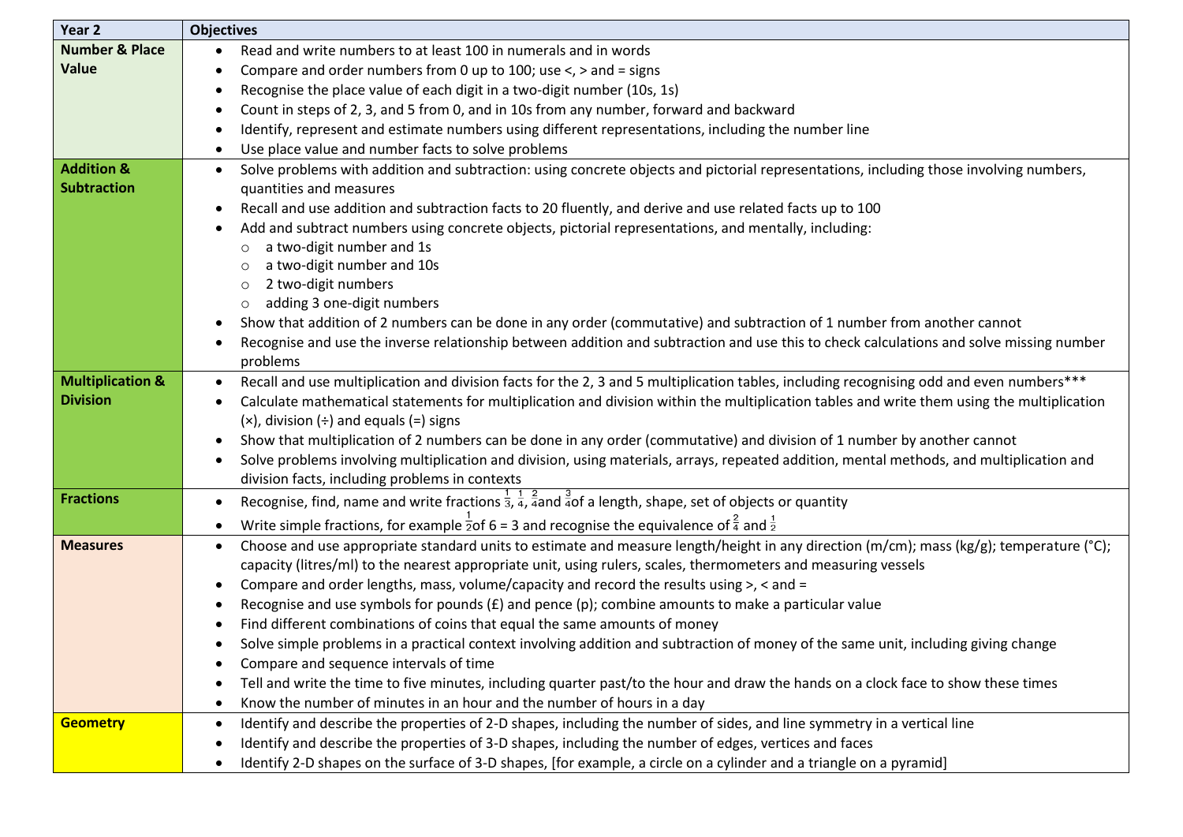| Year 2 | Objectives |
|---|---|
| **Number & Place Value** | • Read and write numbers to at least 100 in numerals and in words<br>• Compare and order numbers from 0 up to 100; use <, > and = signs<br>• Recognise the place value of each digit in a two-digit number (10s, 1s)<br>• Count in steps of 2, 3, and 5 from 0, and in 10s from any number, forward and backward<br>• Identify, represent and estimate numbers using different representations, including the number line<br>• Use place value and number facts to solve problems |
| **Addition & Subtraction** | • Solve problems with addition and subtraction: using concrete objects and pictorial representations, including those involving numbers, quantities and measures<br>• Recall and use addition and subtraction facts to 20 fluently, and derive and use related facts up to 100<br>• Add and subtract numbers using concrete objects, pictorial representations, and mentally, including:<br>    ○ a two-digit number and 1s<br>    ○ a two-digit number and 10s<br>    ○ 2 two-digit numbers<br>    ○ adding 3 one-digit numbers<br>• Show that addition of 2 numbers can be done in any order (commutative) and subtraction of 1 number from another cannot<br>• Recognise and use the inverse relationship between addition and subtraction and use this to check calculations and solve missing number problems |
| **Multiplication & Division** | • Recall and use multiplication and division facts for the 2, 3 and 5 multiplication tables, including recognising odd and even numbers***<br>• Calculate mathematical statements for multiplication and division within the multiplication tables and write them using the multiplication (×), division (÷) and equals (=) signs<br>• Show that multiplication of 2 numbers can be done in any order (commutative) and division of 1 number by another cannot<br>• Solve problems involving multiplication and division, using materials, arrays, repeated addition, mental methods, and multiplication and division facts, including problems in contexts |
| **Fractions** | • Recognise, find, name and write fractions $\frac{1}{3}$, $\frac{1}{4}$, $\frac{2}{4}$and $\frac{3}{4}$of a length, shape, set of objects or quantity<br>• Write simple fractions, for example $\frac{1}{2}$of 6 = 3 and recognise the equivalence of $\frac{2}{4}$ and $\frac{1}{2}$ |
| **Measures** | • Choose and use appropriate standard units to estimate and measure length/height in any direction (m/cm); mass (kg/g); temperature (°C); capacity (litres/ml) to the nearest appropriate unit, using rulers, scales, thermometers and measuring vessels<br>• Compare and order lengths, mass, volume/capacity and record the results using >, < and =<br>• Recognise and use symbols for pounds (£) and pence (p); combine amounts to make a particular value<br>• Find different combinations of coins that equal the same amounts of money<br>• Solve simple problems in a practical context involving addition and subtraction of money of the same unit, including giving change<br>• Compare and sequence intervals of time<br>• Tell and write the time to five minutes, including quarter past/to the hour and draw the hands on a clock face to show these times<br>• Know the number of minutes in an hour and the number of hours in a day |
| **Geometry** | • Identify and describe the properties of 2-D shapes, including the number of sides, and line symmetry in a vertical line<br>• Identify and describe the properties of 3-D shapes, including the number of edges, vertices and faces<br>• Identify 2-D shapes on the surface of 3-D shapes, [for example, a circle on a cylinder and a triangle on a pyramid] |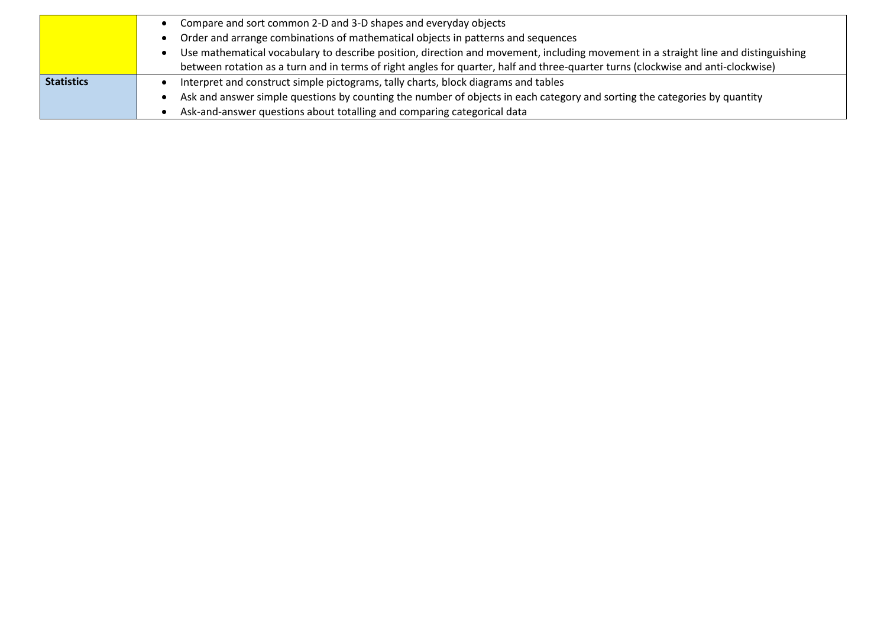| | |
|---|---|
| | • Compare and sort common 2-D and 3-D shapes and everyday objects<br>• Order and arrange combinations of mathematical objects in patterns and sequences<br>• Use mathematical vocabulary to describe position, direction and movement, including movement in a straight line and distinguishing between rotation as a turn and in terms of right angles for quarter, half and three-quarter turns (clockwise and anti-clockwise) |
| **Statistics** | • Interpret and construct simple pictograms, tally charts, block diagrams and tables<br>• Ask and answer simple questions by counting the number of objects in each category and sorting the categories by quantity<br>• Ask-and-answer questions about totalling and comparing categorical data |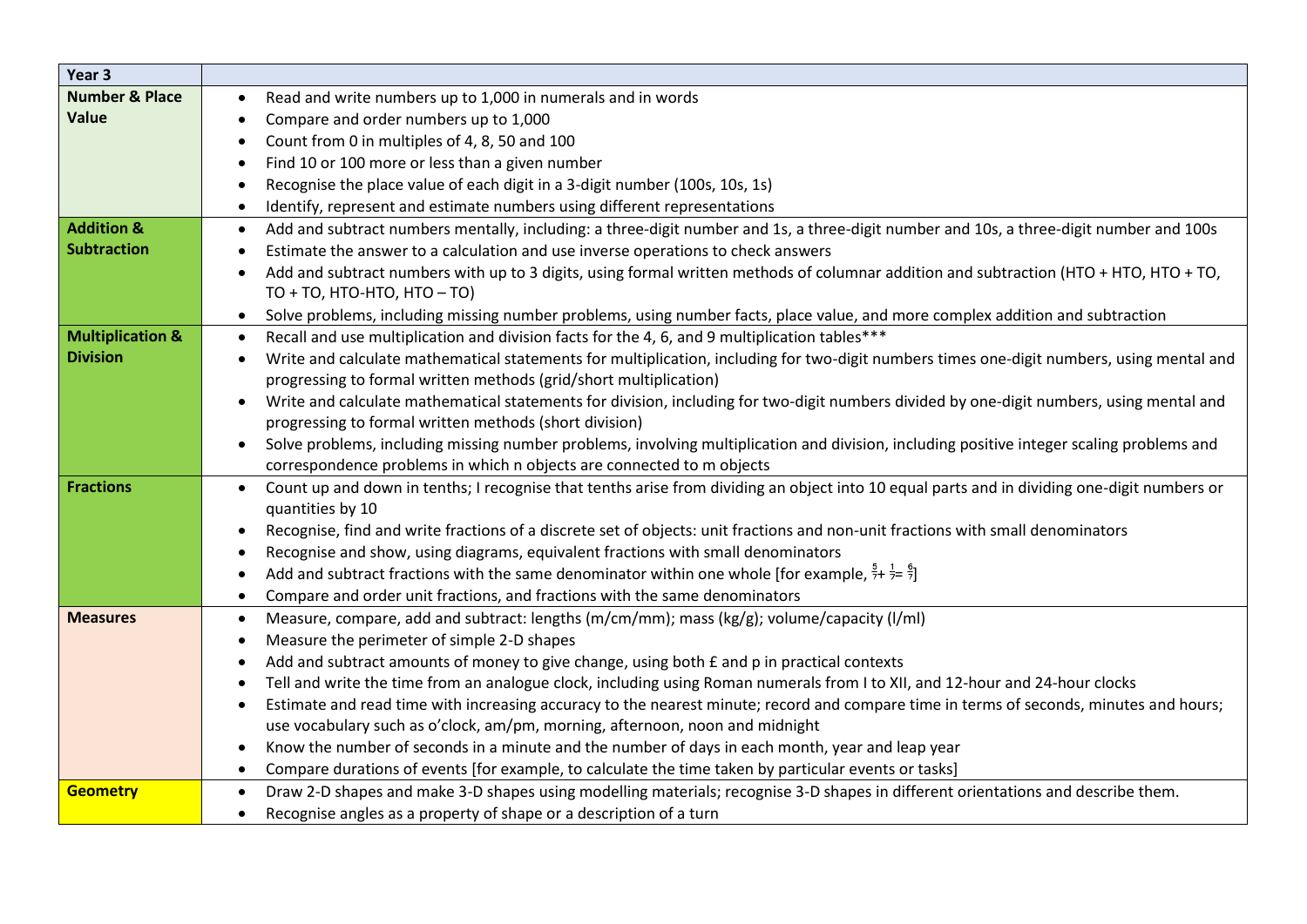| Year 3 | |
|---|---|
| **Number & Place Value** | • Read and write numbers up to 1,000 in numerals and in words<br>• Compare and order numbers up to 1,000<br>• Count from 0 in multiples of 4, 8, 50 and 100<br>• Find 10 or 100 more or less than a given number<br>• Recognise the place value of each digit in a 3-digit number (100s, 10s, 1s)<br>• Identify, represent and estimate numbers using different representations |
| **Addition & Subtraction** | • Add and subtract numbers mentally, including: a three-digit number and 1s, a three-digit number and 10s, a three-digit number and 100s<br>• Estimate the answer to a calculation and use inverse operations to check answers<br>• Add and subtract numbers with up to 3 digits, using formal written methods of columnar addition and subtraction (HTO + HTO, HTO + TO, TO + TO, HTO-HTO, HTO – TO)<br>• Solve problems, including missing number problems, using number facts, place value, and more complex addition and subtraction |
| **Multiplication & Division** | • Recall and use multiplication and division facts for the 4, 6, and 9 multiplication tables***<br>• Write and calculate mathematical statements for multiplication, including for two-digit numbers times one-digit numbers, using mental and progressing to formal written methods (grid/short multiplication)<br>• Write and calculate mathematical statements for division, including for two-digit numbers divided by one-digit numbers, using mental and progressing to formal written methods (short division)<br>• Solve problems, including missing number problems, involving multiplication and division, including positive integer scaling problems and correspondence problems in which n objects are connected to m objects |
| **Fractions** | • Count up and down in tenths; I recognise that tenths arise from dividing an object into 10 equal parts and in dividing one-digit numbers or quantities by 10<br>• Recognise, find and write fractions of a discrete set of objects: unit fractions and non-unit fractions with small denominators<br>• Recognise and show, using diagrams, equivalent fractions with small denominators<br>• Add and subtract fractions with the same denominator within one whole [for example, $\frac{5}{7}+\frac{1}{7}=\frac{6}{7}$]<br>• Compare and order unit fractions, and fractions with the same denominators |
| **Measures** | • Measure, compare, add and subtract: lengths (m/cm/mm); mass (kg/g); volume/capacity (l/ml)<br>• Measure the perimeter of simple 2-D shapes<br>• Add and subtract amounts of money to give change, using both £ and p in practical contexts<br>• Tell and write the time from an analogue clock, including using Roman numerals from I to XII, and 12-hour and 24-hour clocks<br>• Estimate and read time with increasing accuracy to the nearest minute; record and compare time in terms of seconds, minutes and hours; use vocabulary such as o'clock, am/pm, morning, afternoon, noon and midnight<br>• Know the number of seconds in a minute and the number of days in each month, year and leap year<br>• Compare durations of events [for example, to calculate the time taken by particular events or tasks] |
| **Geometry** | • Draw 2-D shapes and make 3-D shapes using modelling materials; recognise 3-D shapes in different orientations and describe them.<br>• Recognise angles as a property of shape or a description of a turn |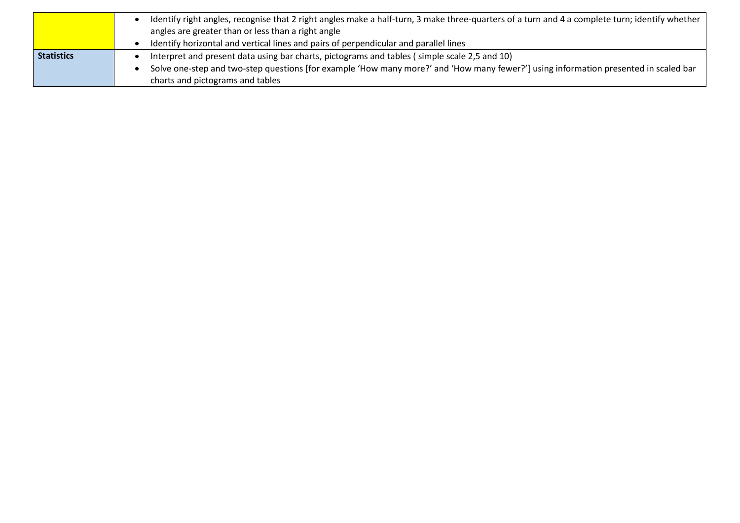| | |
|---|---|
| | • Identify right angles, recognise that 2 right angles make a half-turn, 3 make three-quarters of a turn and 4 a complete turn; identify whether angles are greater than or less than a right angle<br>• Identify horizontal and vertical lines and pairs of perpendicular and parallel lines |
| **Statistics** | • Interpret and present data using bar charts, pictograms and tables ( simple scale 2,5 and 10)<br>• Solve one-step and two-step questions [for example 'How many more?' and 'How many fewer?'] using information presented in scaled bar charts and pictograms and tables |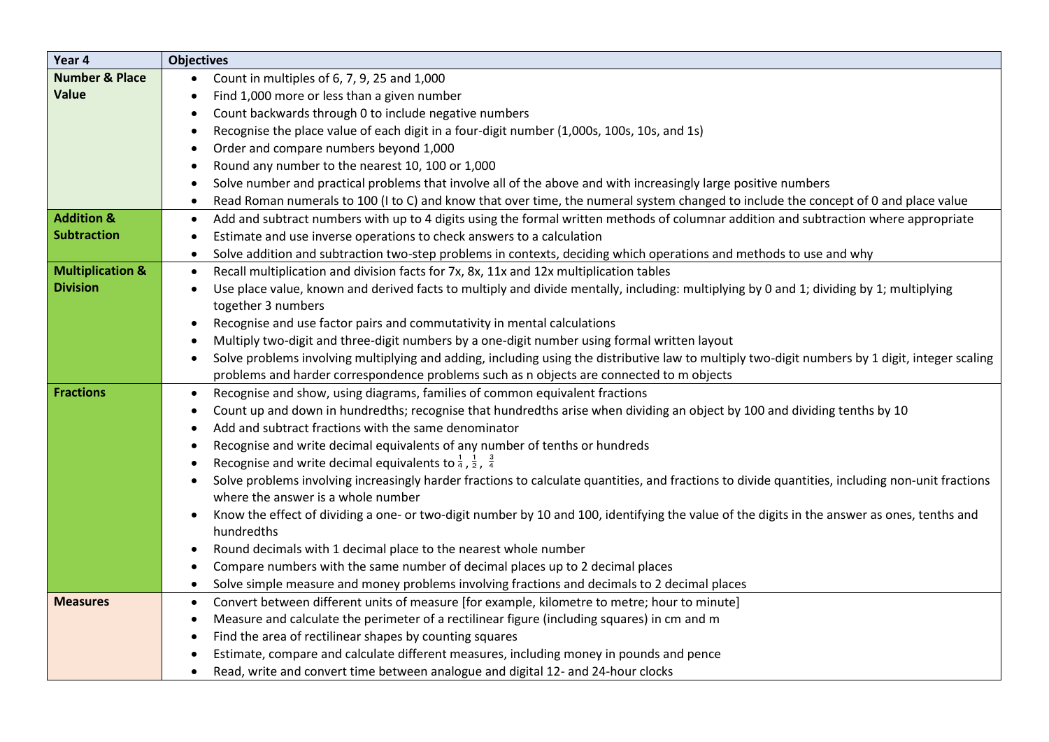| Year 4 | Objectives |
| --- | --- |
| **Number & Place Value** | • Count in multiples of 6, 7, 9, 25 and 1,000<br>• Find 1,000 more or less than a given number<br>• Count backwards through 0 to include negative numbers<br>• Recognise the place value of each digit in a four-digit number (1,000s, 100s, 10s, and 1s)<br>• Order and compare numbers beyond 1,000<br>• Round any number to the nearest 10, 100 or 1,000<br>• Solve number and practical problems that involve all of the above and with increasingly large positive numbers<br>• Read Roman numerals to 100 (I to C) and know that over time, the numeral system changed to include the concept of 0 and place value |
| **Addition & Subtraction** | • Add and subtract numbers with up to 4 digits using the formal written methods of columnar addition and subtraction where appropriate<br>• Estimate and use inverse operations to check answers to a calculation<br>• Solve addition and subtraction two-step problems in contexts, deciding which operations and methods to use and why |
| **Multiplication & Division** | • Recall multiplication and division facts for 7x, 8x, 11x and 12x multiplication tables<br>• Use place value, known and derived facts to multiply and divide mentally, including: multiplying by 0 and 1; dividing by 1; multiplying together 3 numbers<br>• Recognise and use factor pairs and commutativity in mental calculations<br>• Multiply two-digit and three-digit numbers by a one-digit number using formal written layout<br>• Solve problems involving multiplying and adding, including using the distributive law to multiply two-digit numbers by 1 digit, integer scaling problems and harder correspondence problems such as n objects are connected to m objects |
| **Fractions** | • Recognise and show, using diagrams, families of common equivalent fractions<br>• Count up and down in hundredths; recognise that hundredths arise when dividing an object by 100 and dividing tenths by 10<br>• Add and subtract fractions with the same denominator<br>• Recognise and write decimal equivalents of any number of tenths or hundreds<br>• Recognise and write decimal equivalents to $\frac{1}{4}$, $\frac{1}{2}$, $\frac{3}{4}$<br>• Solve problems involving increasingly harder fractions to calculate quantities, and fractions to divide quantities, including non-unit fractions where the answer is a whole number<br>• Know the effect of dividing a one- or two-digit number by 10 and 100, identifying the value of the digits in the answer as ones, tenths and hundredths<br>• Round decimals with 1 decimal place to the nearest whole number<br>• Compare numbers with the same number of decimal places up to 2 decimal places<br>• Solve simple measure and money problems involving fractions and decimals to 2 decimal places |
| **Measures** | • Convert between different units of measure [for example, kilometre to metre; hour to minute]<br>• Measure and calculate the perimeter of a rectilinear figure (including squares) in cm and m<br>• Find the area of rectilinear shapes by counting squares<br>• Estimate, compare and calculate different measures, including money in pounds and pence<br>• Read, write and convert time between analogue and digital 12- and 24-hour clocks |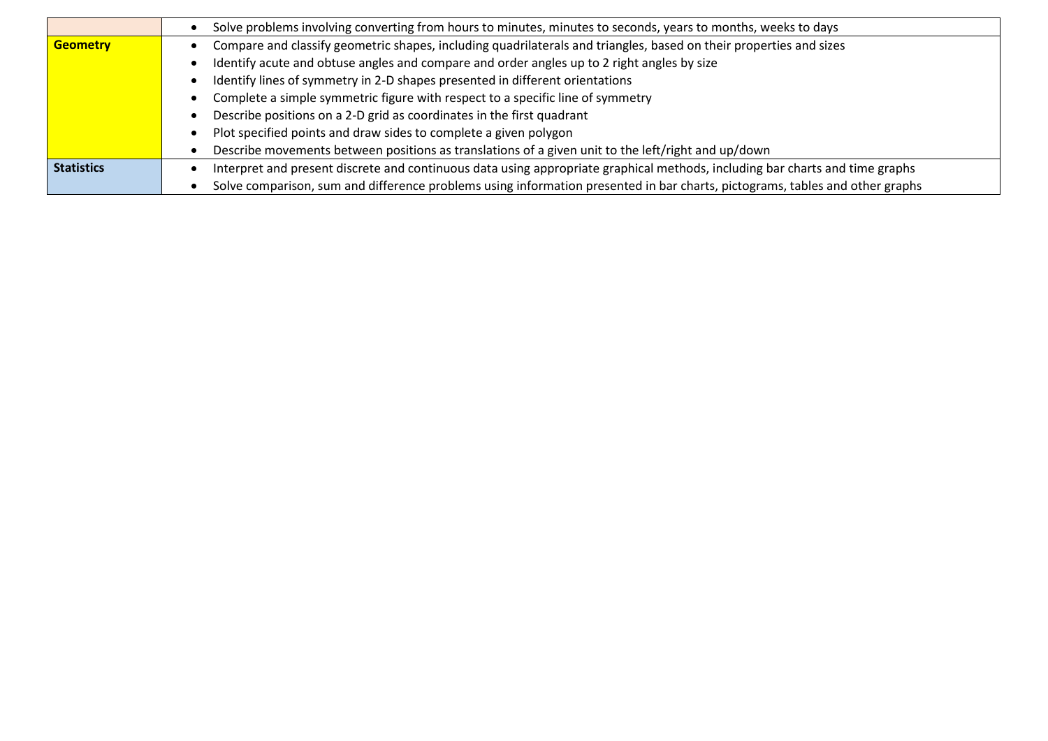| | |
|---|---|
| | • Solve problems involving converting from hours to minutes, minutes to seconds, years to months, weeks to days |
| **Geometry** | • Compare and classify geometric shapes, including quadrilaterals and triangles, based on their properties and sizes<br>• Identify acute and obtuse angles and compare and order angles up to 2 right angles by size<br>• Identify lines of symmetry in 2-D shapes presented in different orientations<br>• Complete a simple symmetric figure with respect to a specific line of symmetry<br>• Describe positions on a 2-D grid as coordinates in the first quadrant<br>• Plot specified points and draw sides to complete a given polygon<br>• Describe movements between positions as translations of a given unit to the left/right and up/down |
| **Statistics** | • Interpret and present discrete and continuous data using appropriate graphical methods, including bar charts and time graphs<br>• Solve comparison, sum and difference problems using information presented in bar charts, pictograms, tables and other graphs |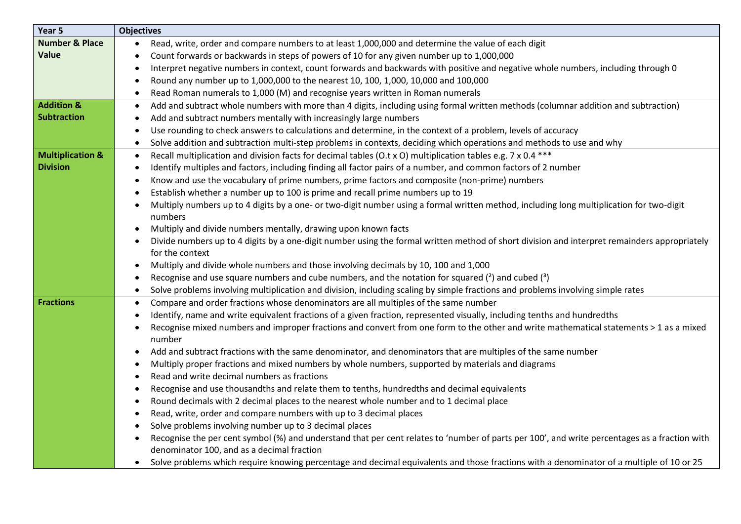| Year 5 | Objectives |
| --- | --- |
| **Number & Place Value** | • Read, write, order and compare numbers to at least 1,000,000 and determine the value of each digit<br>• Count forwards or backwards in steps of powers of 10 for any given number up to 1,000,000<br>• Interpret negative numbers in context, count forwards and backwards with positive and negative whole numbers, including through 0<br>• Round any number up to 1,000,000 to the nearest 10, 100, 1,000, 10,000 and 100,000<br>• Read Roman numerals to 1,000 (M) and recognise years written in Roman numerals |
| **Addition & Subtraction** | • Add and subtract whole numbers with more than 4 digits, including using formal written methods (columnar addition and subtraction)<br>• Add and subtract numbers mentally with increasingly large numbers<br>• Use rounding to check answers to calculations and determine, in the context of a problem, levels of accuracy<br>• Solve addition and subtraction multi-step problems in contexts, deciding which operations and methods to use and why |
| **Multiplication & Division** | • Recall multiplication and division facts for decimal tables (O.t x O) multiplication tables e.g. 7 x 0.4 ***<br>• Identify multiples and factors, including finding all factor pairs of a number, and common factors of 2 number<br>• Know and use the vocabulary of prime numbers, prime factors and composite (non-prime) numbers<br>• Establish whether a number up to 100 is prime and recall prime numbers up to 19<br>• Multiply numbers up to 4 digits by a one- or two-digit number using a formal written method, including long multiplication for two-digit numbers<br>• Multiply and divide numbers mentally, drawing upon known facts<br>• Divide numbers up to 4 digits by a one-digit number using the formal written method of short division and interpret remainders appropriately for the context<br>• Multiply and divide whole numbers and those involving decimals by 10, 100 and 1,000<br>• Recognise and use square numbers and cube numbers, and the notation for squared ($^2$) and cubed ($^3$)<br>• Solve problems involving multiplication and division, including scaling by simple fractions and problems involving simple rates |
| **Fractions** | • Compare and order fractions whose denominators are all multiples of the same number<br>• Identify, name and write equivalent fractions of a given fraction, represented visually, including tenths and hundredths<br>• Recognise mixed numbers and improper fractions and convert from one form to the other and write mathematical statements > 1 as a mixed number<br>• Add and subtract fractions with the same denominator, and denominators that are multiples of the same number<br>• Multiply proper fractions and mixed numbers by whole numbers, supported by materials and diagrams<br>• Read and write decimal numbers as fractions<br>• Recognise and use thousandths and relate them to tenths, hundredths and decimal equivalents<br>• Round decimals with 2 decimal places to the nearest whole number and to 1 decimal place<br>• Read, write, order and compare numbers with up to 3 decimal places<br>• Solve problems involving number up to 3 decimal places<br>• Recognise the per cent symbol (%) and understand that per cent relates to 'number of parts per 100', and write percentages as a fraction with denominator 100, and as a decimal fraction<br>• Solve problems which require knowing percentage and decimal equivalents and those fractions with a denominator of a multiple of 10 or 25 |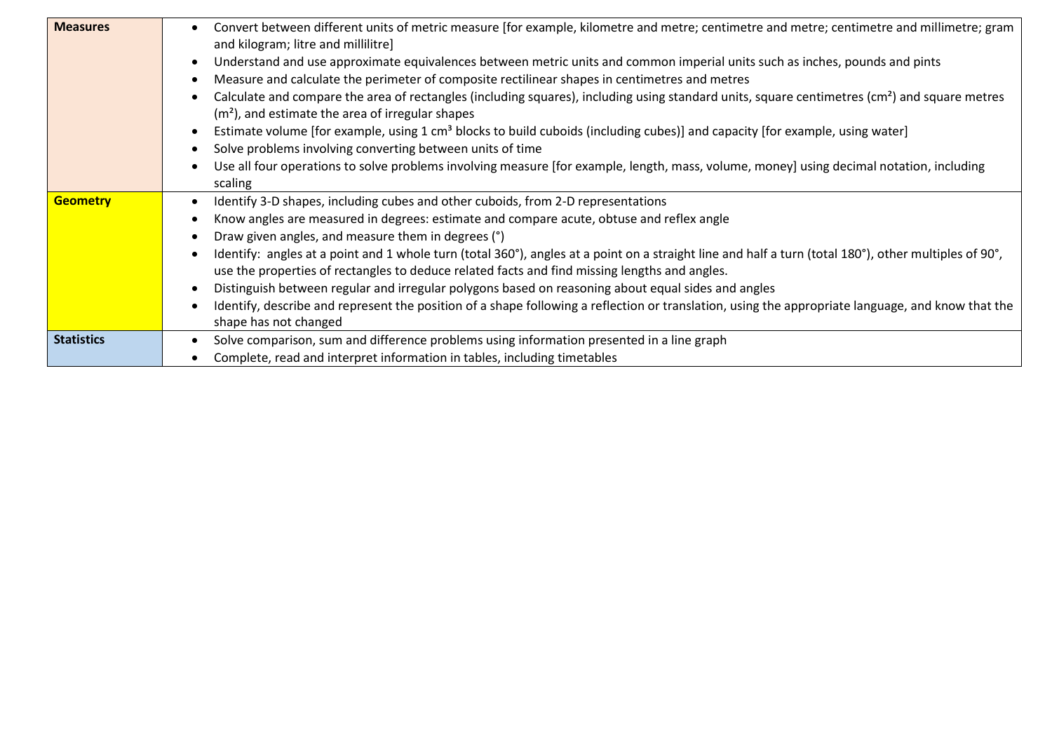| | |
|---|---|
| **Measures** | • Convert between different units of metric measure [for example, kilometre and metre; centimetre and metre; centimetre and millimetre; gram and kilogram; litre and millilitre]<br>• Understand and use approximate equivalences between metric units and common imperial units such as inches, pounds and pints<br>• Measure and calculate the perimeter of composite rectilinear shapes in centimetres and metres<br>• Calculate and compare the area of rectangles (including squares), including using standard units, square centimetres ($cm^2$) and square metres ($m^2$), and estimate the area of irregular shapes<br>• Estimate volume [for example, using 1 $cm^3$ blocks to build cuboids (including cubes)] and capacity [for example, using water]<br>• Solve problems involving converting between units of time<br>• Use all four operations to solve problems involving measure [for example, length, mass, volume, money] using decimal notation, including scaling |
| **Geometry** | • Identify 3-D shapes, including cubes and other cuboids, from 2-D representations<br>• Know angles are measured in degrees: estimate and compare acute, obtuse and reflex angle<br>• Draw given angles, and measure them in degrees (°)<br>• Identify: angles at a point and 1 whole turn (total 360°), angles at a point on a straight line and half a turn (total 180°), other multiples of 90°, use the properties of rectangles to deduce related facts and find missing lengths and angles.<br>• Distinguish between regular and irregular polygons based on reasoning about equal sides and angles<br>• Identify, describe and represent the position of a shape following a reflection or translation, using the appropriate language, and know that the shape has not changed |
| **Statistics** | • Solve comparison, sum and difference problems using information presented in a line graph<br>• Complete, read and interpret information in tables, including timetables |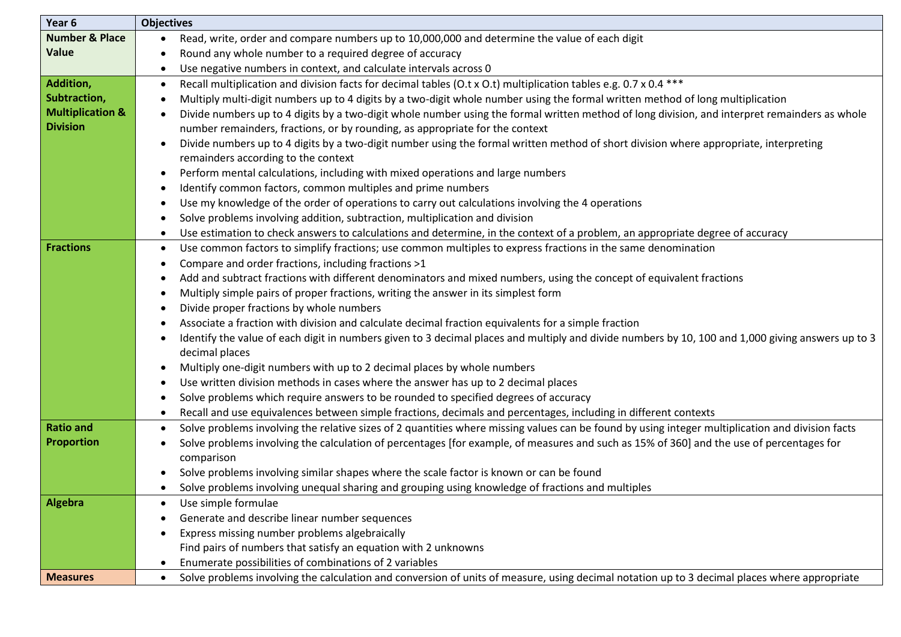| Year 6 | Objectives |
|---|---|
| **Number & Place Value** | • Read, write, order and compare numbers up to 10,000,000 and determine the value of each digit<br>• Round any whole number to a required degree of accuracy<br>• Use negative numbers in context, and calculate intervals across 0 |
| **Addition, Subtraction, Multiplication & Division** | • Recall multiplication and division facts for decimal tables (O.t x O.t) multiplication tables e.g. 0.7 x 0.4 ***<br>• Multiply multi-digit numbers up to 4 digits by a two-digit whole number using the formal written method of long multiplication<br>• Divide numbers up to 4 digits by a two-digit whole number using the formal written method of long division, and interpret remainders as whole number remainders, fractions, or by rounding, as appropriate for the context<br>• Divide numbers up to 4 digits by a two-digit number using the formal written method of short division where appropriate, interpreting remainders according to the context<br>• Perform mental calculations, including with mixed operations and large numbers<br>• Identify common factors, common multiples and prime numbers<br>• Use my knowledge of the order of operations to carry out calculations involving the 4 operations<br>• Solve problems involving addition, subtraction, multiplication and division<br>• Use estimation to check answers to calculations and determine, in the context of a problem, an appropriate degree of accuracy |
| **Fractions** | • Use common factors to simplify fractions; use common multiples to express fractions in the same denomination<br>• Compare and order fractions, including fractions >1<br>• Add and subtract fractions with different denominators and mixed numbers, using the concept of equivalent fractions<br>• Multiply simple pairs of proper fractions, writing the answer in its simplest form<br>• Divide proper fractions by whole numbers<br>• Associate a fraction with division and calculate decimal fraction equivalents for a simple fraction<br>• Identify the value of each digit in numbers given to 3 decimal places and multiply and divide numbers by 10, 100 and 1,000 giving answers up to 3 decimal places<br>• Multiply one-digit numbers with up to 2 decimal places by whole numbers<br>• Use written division methods in cases where the answer has up to 2 decimal places<br>• Solve problems which require answers to be rounded to specified degrees of accuracy<br>• Recall and use equivalences between simple fractions, decimals and percentages, including in different contexts |
| **Ratio and Proportion** | • Solve problems involving the relative sizes of 2 quantities where missing values can be found by using integer multiplication and division facts<br>• Solve problems involving the calculation of percentages [for example, of measures and such as 15% of 360] and the use of percentages for comparison<br>• Solve problems involving similar shapes where the scale factor is known or can be found<br>• Solve problems involving unequal sharing and grouping using knowledge of fractions and multiples |
| **Algebra** | • Use simple formulae<br>• Generate and describe linear number sequences<br>• Express missing number problems algebraically<br>Find pairs of numbers that satisfy an equation with 2 unknowns<br>• Enumerate possibilities of combinations of 2 variables |
| **Measures** | • Solve problems involving the calculation and conversion of units of measure, using decimal notation up to 3 decimal places where appropriate |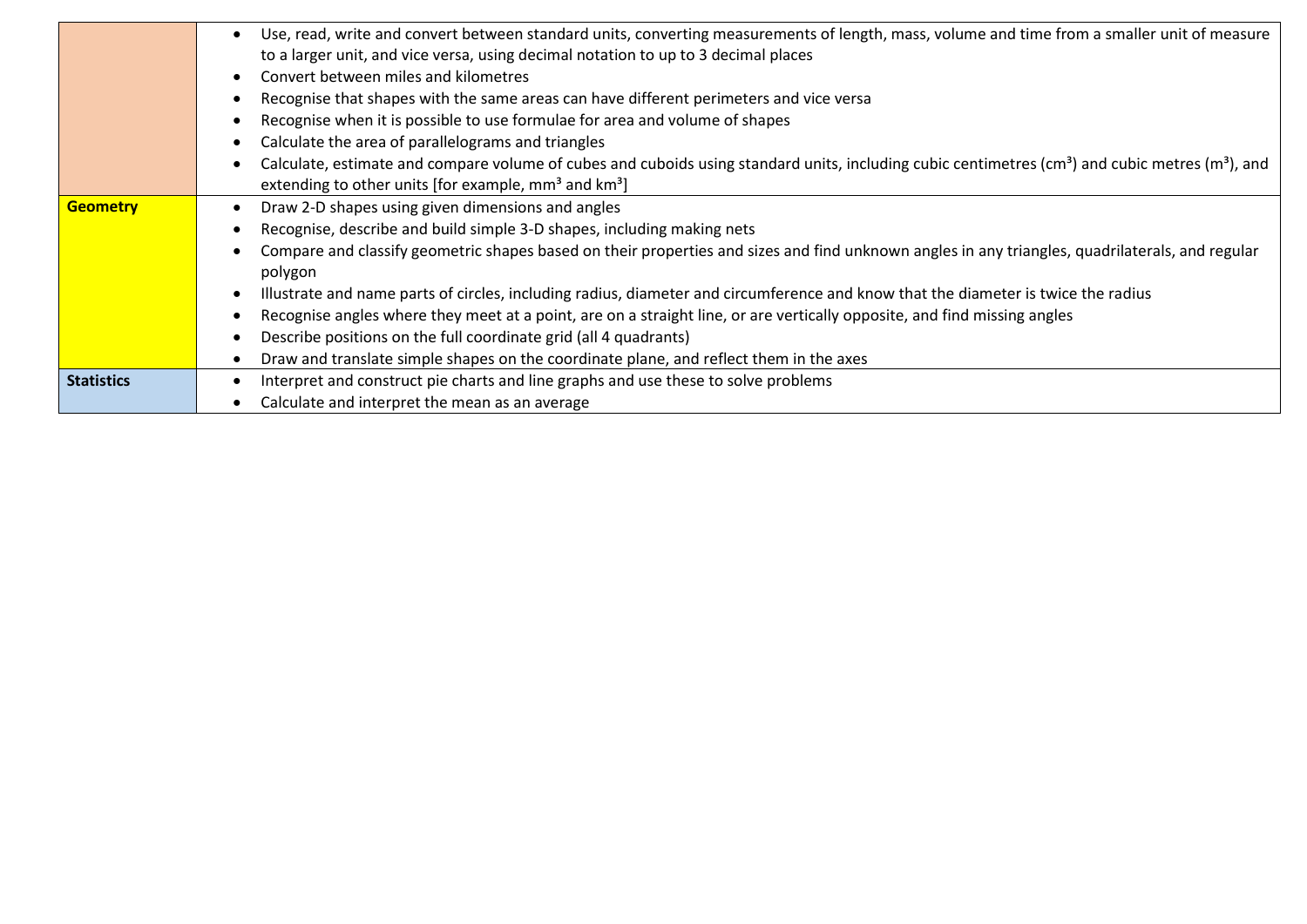| | |
|---|---|
| | • Use, read, write and convert between standard units, converting measurements of length, mass, volume and time from a smaller unit of measure to a larger unit, and vice versa, using decimal notation to up to 3 decimal places<br>• Convert between miles and kilometres<br>• Recognise that shapes with the same areas can have different perimeters and vice versa<br>• Recognise when it is possible to use formulae for area and volume of shapes<br>• Calculate the area of parallelograms and triangles<br>• Calculate, estimate and compare volume of cubes and cuboids using standard units, including cubic centimetres ($cm^3$) and cubic metres ($m^3$), and extending to other units [for example, $mm^3$ and $km^3$] |
| **Geometry** | • Draw 2-D shapes using given dimensions and angles<br>• Recognise, describe and build simple 3-D shapes, including making nets<br>• Compare and classify geometric shapes based on their properties and sizes and find unknown angles in any triangles, quadrilaterals, and regular polygon<br>• Illustrate and name parts of circles, including radius, diameter and circumference and know that the diameter is twice the radius<br>• Recognise angles where they meet at a point, are on a straight line, or are vertically opposite, and find missing angles<br>• Describe positions on the full coordinate grid (all 4 quadrants)<br>• Draw and translate simple shapes on the coordinate plane, and reflect them in the axes |
| **Statistics** | • Interpret and construct pie charts and line graphs and use these to solve problems<br>• Calculate and interpret the mean as an average |